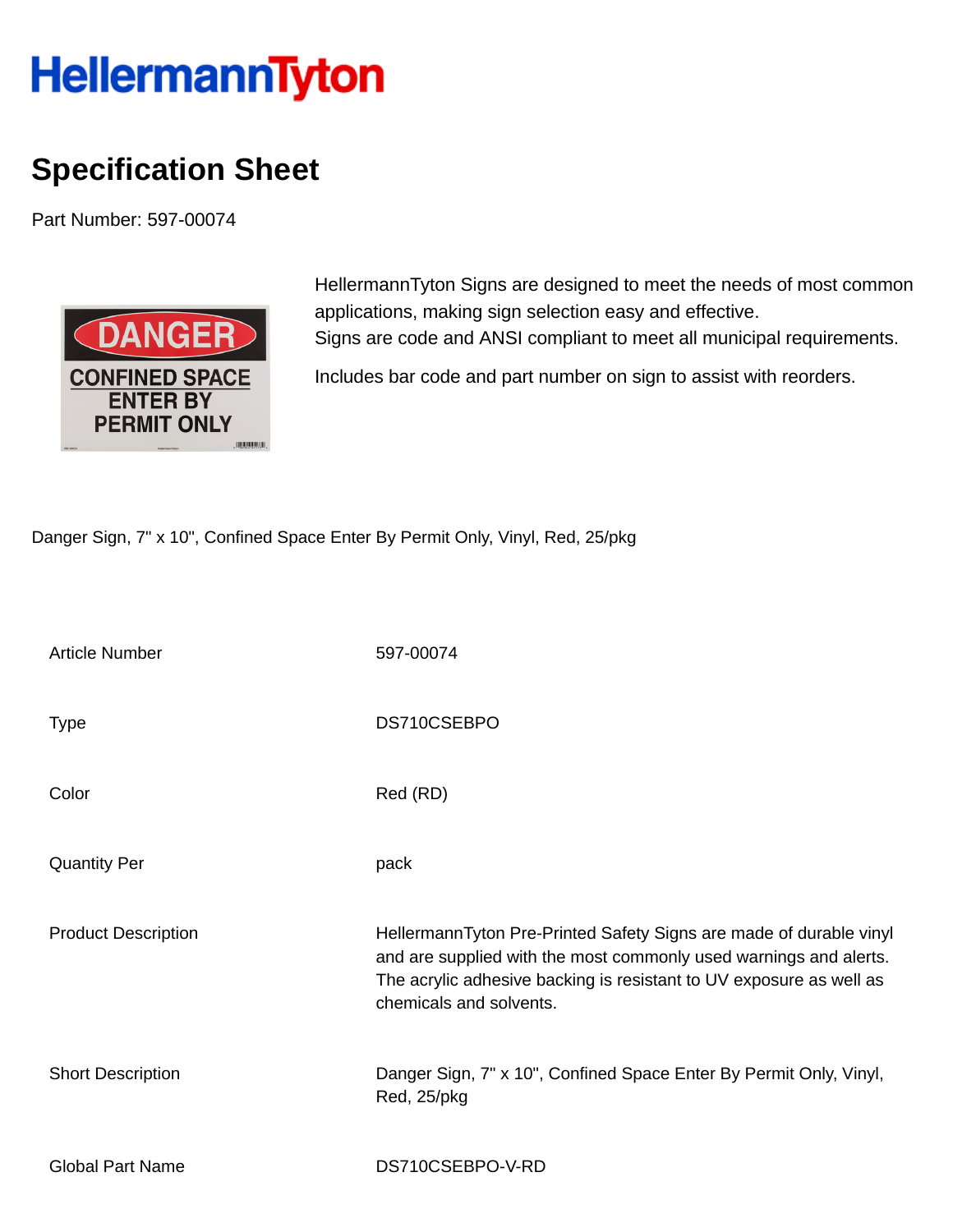# HellermannTyton

## Specification Sheet

Part Number: 597-00074

HellermannTyton Signs are designed to meet the needs of most common applications, making sign selection easy and effective.
Signs are code and ANSI compliant to meet all municipal requirements.

Includes bar code and part number on sign to assist with reorders.

Danger Sign, 7" x 10", Confined Space Enter By Permit Only, Vinyl, Red, 25/pkg

| | |
|---|---|
| Article Number | 597-00074 |
| Type | DS710CSEBPO |
| Color | Red (RD) |
| Quantity Per | pack |
| Product Description | HellermannTyton Pre-Printed Safety Signs are made of durable vinyl and are supplied with the most commonly used warnings and alerts. The acrylic adhesive backing is resistant to UV exposure as well as chemicals and solvents. |
| Short Description | Danger Sign, 7" x 10", Confined Space Enter By Permit Only, Vinyl, Red, 25/pkg |
| Global Part Name | DS710CSEBPO-V-RD |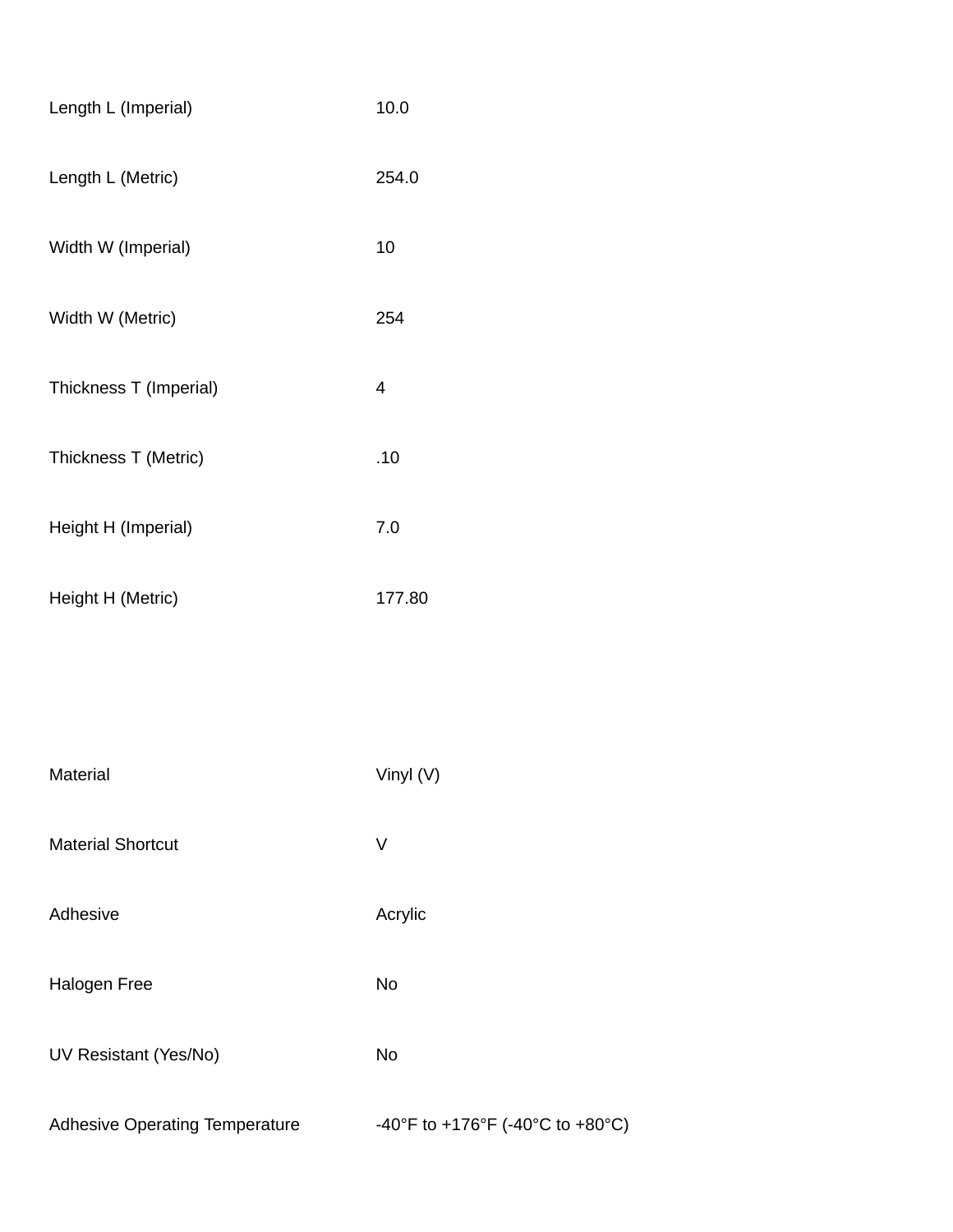| | |
|---|---|
| Length L (Imperial) | 10.0 |
| Length L (Metric) | 254.0 |
| Width W (Imperial) | 10 |
| Width W (Metric) | 254 |
| Thickness T (Imperial) | 4 |
| Thickness T (Metric) | .10 |
| Height H (Imperial) | 7.0 |
| Height H (Metric) | 177.80 |

| | |
|---|---|
| Material | Vinyl (V) |
| Material Shortcut | V |
| Adhesive | Acrylic |
| Halogen Free | No |
| UV Resistant (Yes/No) | No |
| Adhesive Operating Temperature | -40°F to +176°F (-40°C to +80°C) |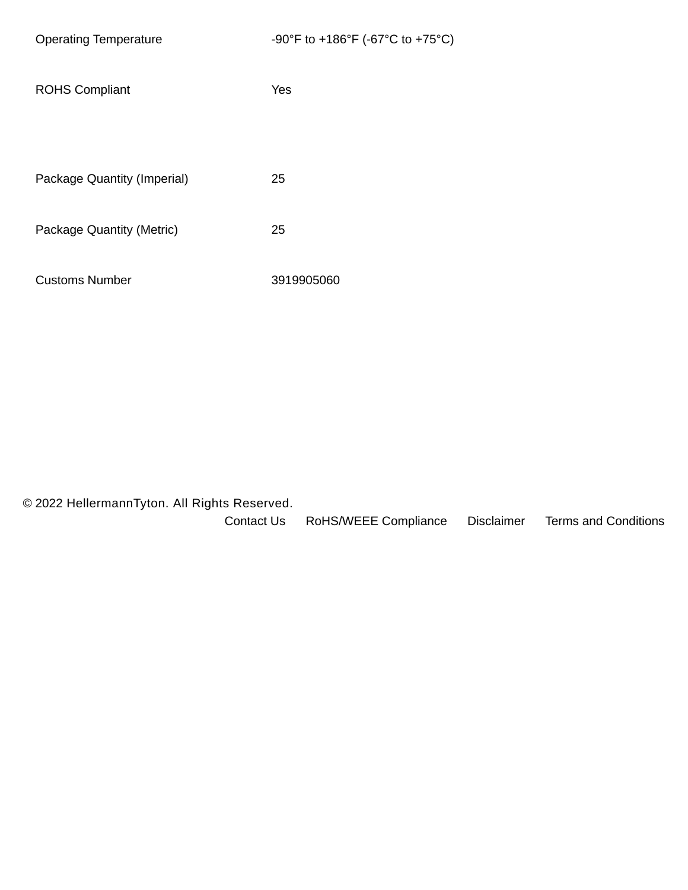| | |
|---|---|
| Operating Temperature | -90°F to +186°F (-67°C to +75°C) |
| ROHS Compliant | Yes |
| Package Quantity (Imperial) | 25 |
| Package Quantity (Metric) | 25 |
| Customs Number | 3919905060 |

© 2022 HellermannTyton. All Rights Reserved.

Contact Us RoHS/WEEE Compliance Disclaimer Terms and Conditions